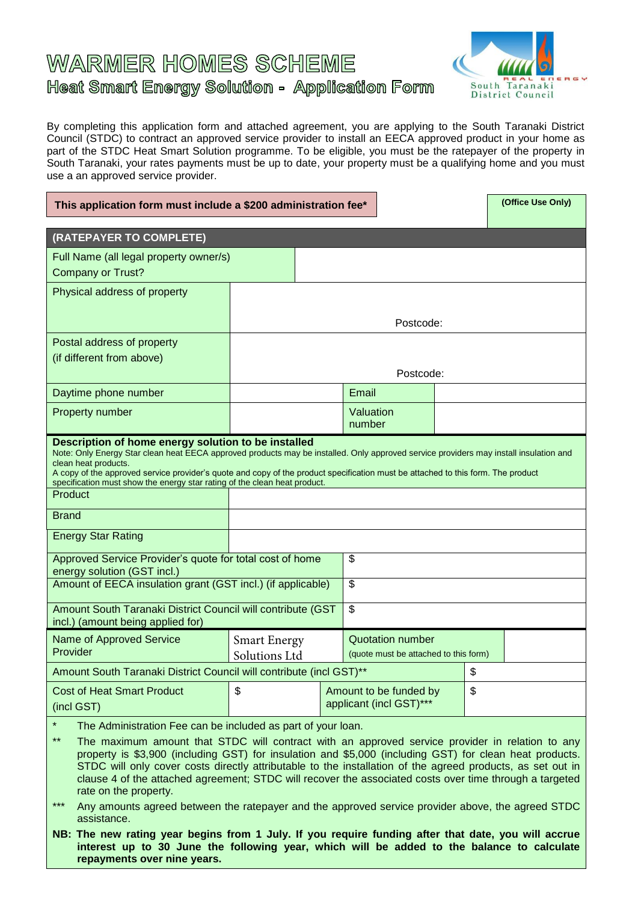# WARMER HOMES SCHEME

## Heat Smart Energy Solution - Application Form

South Taranaki District Council

By completing this application form and attached agreement, you are applying to the South Taranaki District Council (STDC) to contract an approved service provider to install an EECA approved product in your home as part of the STDC Heat Smart Solution programme. To be eligible, you must be the ratepayer of the property in South Taranaki, your rates payments must be up to date, your property must be a qualifying home and you must use a an approved service provider.

**This application form must include a $200 administration fee***

**(Office Use Only)**

| **(RATEPAYER TO COMPLETE)** | | | |
|---|---|---|---|
| Full Name (all legal property owner/s) Company or Trust? | | | |
| Physical address of property | Postcode: | | |
| Postal address of property (if different from above) | Postcode: | | |
| Daytime phone number | | Email | |
| Property number | | Valuation number | |

**Description of home energy solution to be installed**

Note: Only Energy Star clean heat EECA approved products may be installed. Only approved service providers may install insulation and clean heat products.
A copy of the approved service provider's quote and copy of the product specification must be attached to this form. The product specification must show the energy star rating of the clean heat product.

| | |
|---|---|
| Product | |
| Brand | |
| Energy Star Rating | |
| Approved Service Provider's quote for total cost of home energy solution (GST incl.) | $ |
| Amount of EECA insulation grant (GST incl.) (if applicable) | $ |
| Amount South Taranaki District Council will contribute (GST incl.) (amount being applied for) | $ |

| | | | |
|---|---|---|---|
| Name of Approved Service Provider | Smart Energy Solutions Ltd | Quotation number (quote must be attached to this form) | |
| Amount South Taranaki District Council will contribute (incl GST)** | | | $ |
| Cost of Heat Smart Product (incl GST) | $ | Amount to be funded by applicant (incl GST)*** | $ |

\* The Administration Fee can be included as part of your loan.

\*\* The maximum amount that STDC will contract with an approved service provider in relation to any property is $3,900 (including GST) for insulation and $5,000 (including GST) for clean heat products. STDC will only cover costs directly attributable to the installation of the agreed products, as set out in clause 4 of the attached agreement; STDC will recover the associated costs over time through a targeted rate on the property.

\*\*\* Any amounts agreed between the ratepayer and the approved service provider above, the agreed STDC assistance.

**NB: The new rating year begins from 1 July. If you require funding after that date, you will accrue interest up to 30 June the following year, which will be added to the balance to calculate repayments over nine years.**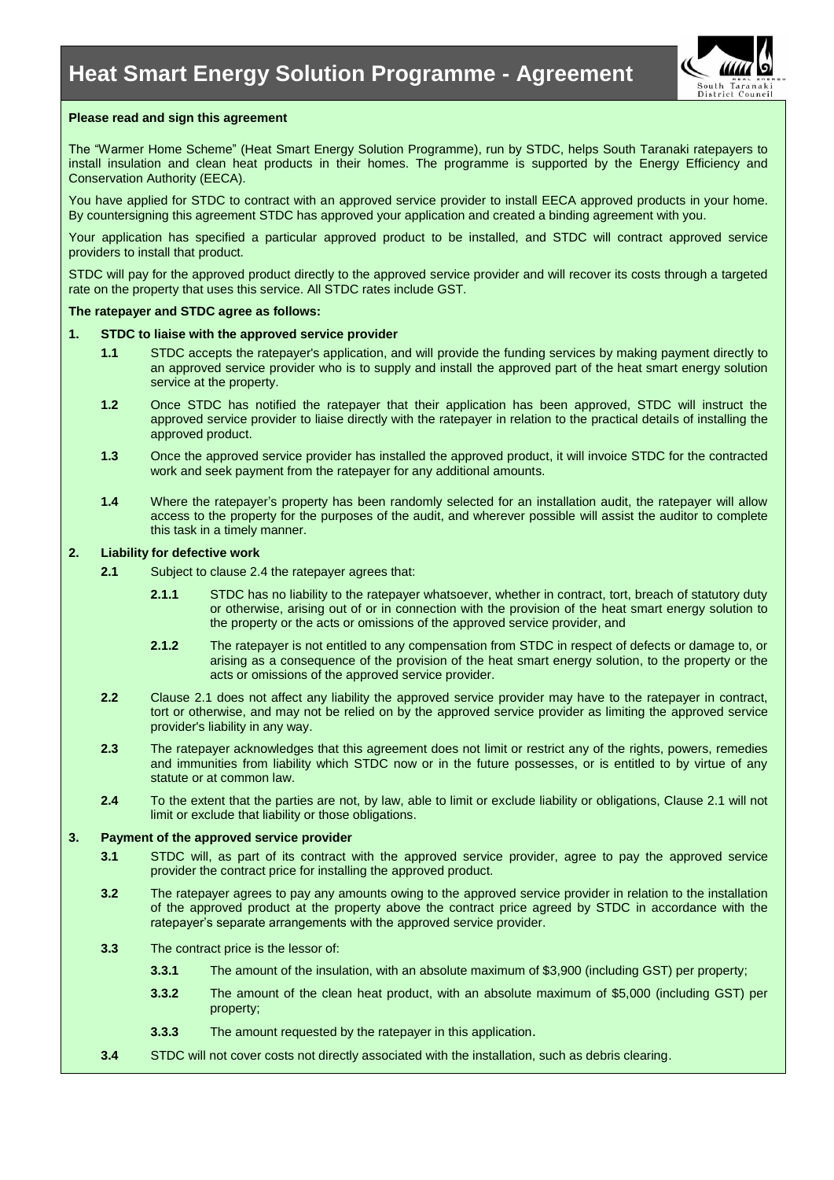# Heat Smart Energy Solution Programme - Agreement

**Please read and sign this agreement**

The "Warmer Home Scheme" (Heat Smart Energy Solution Programme), run by STDC, helps South Taranaki ratepayers to install insulation and clean heat products in their homes. The programme is supported by the Energy Efficiency and Conservation Authority (EECA).

You have applied for STDC to contract with an approved service provider to install EECA approved products in your home. By countersigning this agreement STDC has approved your application and created a binding agreement with you.

Your application has specified a particular approved product to be installed, and STDC will contract approved service providers to install that product.

STDC will pay for the approved product directly to the approved service provider and will recover its costs through a targeted rate on the property that uses this service. All STDC rates include GST.

**The ratepayer and STDC agree as follows:**

**1. STDC to liaise with the approved service provider**

**1.1** STDC accepts the ratepayer's application, and will provide the funding services by making payment directly to an approved service provider who is to supply and install the approved part of the heat smart energy solution service at the property.

**1.2** Once STDC has notified the ratepayer that their application has been approved, STDC will instruct the approved service provider to liaise directly with the ratepayer in relation to the practical details of installing the approved product.

**1.3** Once the approved service provider has installed the approved product, it will invoice STDC for the contracted work and seek payment from the ratepayer for any additional amounts.

**1.4** Where the ratepayer's property has been randomly selected for an installation audit, the ratepayer will allow access to the property for the purposes of the audit, and wherever possible will assist the auditor to complete this task in a timely manner.

**2. Liability for defective work**

**2.1** Subject to clause 2.4 the ratepayer agrees that:

**2.1.1** STDC has no liability to the ratepayer whatsoever, whether in contract, tort, breach of statutory duty or otherwise, arising out of or in connection with the provision of the heat smart energy solution to the property or the acts or omissions of the approved service provider, and

**2.1.2** The ratepayer is not entitled to any compensation from STDC in respect of defects or damage to, or arising as a consequence of the provision of the heat smart energy solution, to the property or the acts or omissions of the approved service provider.

**2.2** Clause 2.1 does not affect any liability the approved service provider may have to the ratepayer in contract, tort or otherwise, and may not be relied on by the approved service provider as limiting the approved service provider's liability in any way.

**2.3** The ratepayer acknowledges that this agreement does not limit or restrict any of the rights, powers, remedies and immunities from liability which STDC now or in the future possesses, or is entitled to by virtue of any statute or at common law.

**2.4** To the extent that the parties are not, by law, able to limit or exclude liability or obligations, Clause 2.1 will not limit or exclude that liability or those obligations.

**3. Payment of the approved service provider**

**3.1** STDC will, as part of its contract with the approved service provider, agree to pay the approved service provider the contract price for installing the approved product.

**3.2** The ratepayer agrees to pay any amounts owing to the approved service provider in relation to the installation of the approved product at the property above the contract price agreed by STDC in accordance with the ratepayer's separate arrangements with the approved service provider.

**3.3** The contract price is the lessor of:

**3.3.1** The amount of the insulation, with an absolute maximum of $3,900 (including GST) per property;

**3.3.2** The amount of the clean heat product, with an absolute maximum of $5,000 (including GST) per property;

**3.3.3** The amount requested by the ratepayer in this application.

**3.4** STDC will not cover costs not directly associated with the installation, such as debris clearing.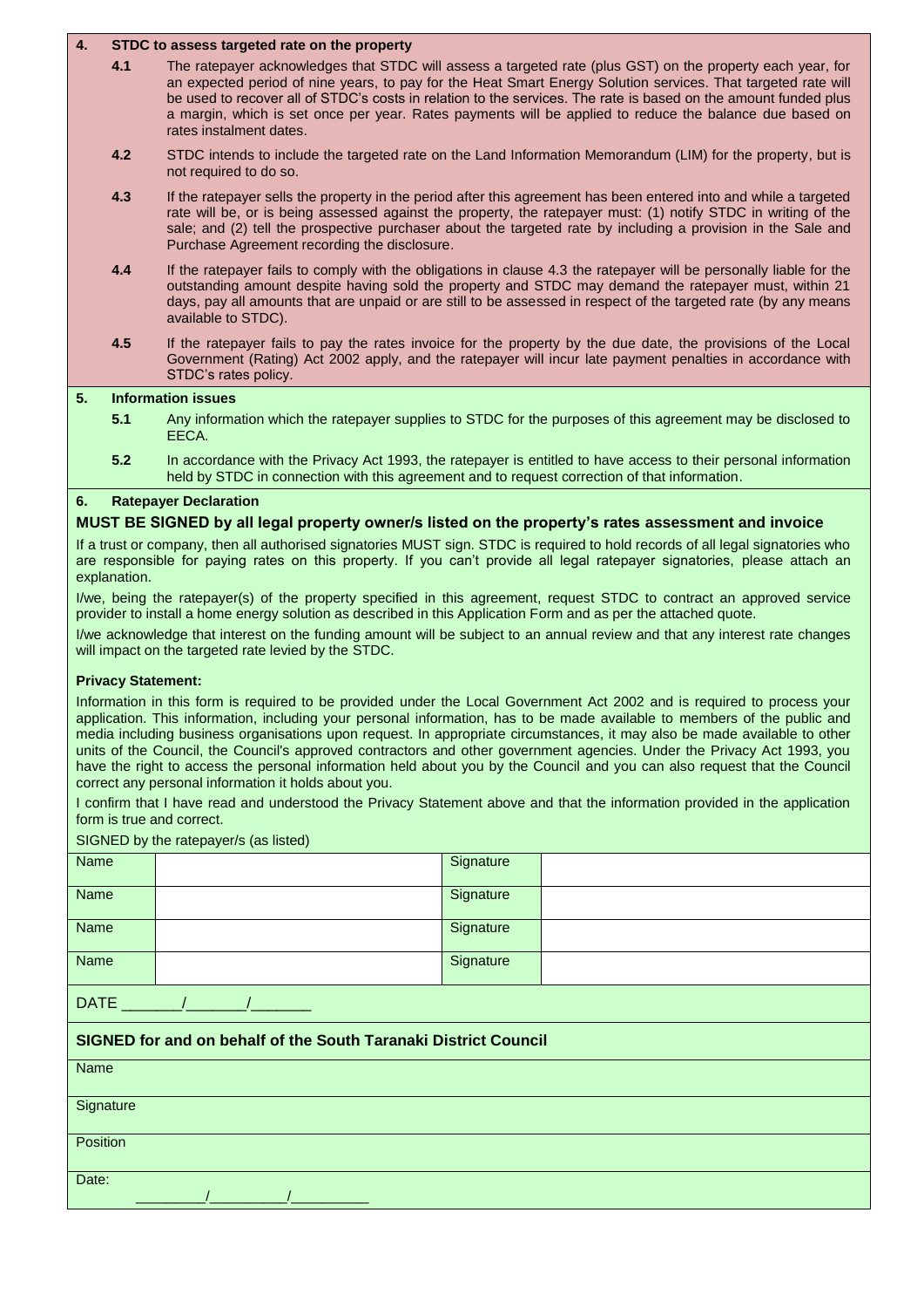## 4. STDC to assess targeted rate on the property

**4.1** The ratepayer acknowledges that STDC will assess a targeted rate (plus GST) on the property each year, for an expected period of nine years, to pay for the Heat Smart Energy Solution services. That targeted rate will be used to recover all of STDC's costs in relation to the services. The rate is based on the amount funded plus a margin, which is set once per year. Rates payments will be applied to reduce the balance due based on rates instalment dates.

**4.2** STDC intends to include the targeted rate on the Land Information Memorandum (LIM) for the property, but is not required to do so.

**4.3** If the ratepayer sells the property in the period after this agreement has been entered into and while a targeted rate will be, or is being assessed against the property, the ratepayer must: (1) notify STDC in writing of the sale; and (2) tell the prospective purchaser about the targeted rate by including a provision in the Sale and Purchase Agreement recording the disclosure.

**4.4** If the ratepayer fails to comply with the obligations in clause 4.3 the ratepayer will be personally liable for the outstanding amount despite having sold the property and STDC may demand the ratepayer must, within 21 days, pay all amounts that are unpaid or are still to be assessed in respect of the targeted rate (by any means available to STDC).

**4.5** If the ratepayer fails to pay the rates invoice for the property by the due date, the provisions of the Local Government (Rating) Act 2002 apply, and the ratepayer will incur late payment penalties in accordance with STDC's rates policy.

## 5. Information issues

**5.1** Any information which the ratepayer supplies to STDC for the purposes of this agreement may be disclosed to EECA.

**5.2** In accordance with the Privacy Act 1993, the ratepayer is entitled to have access to their personal information held by STDC in connection with this agreement and to request correction of that information.

## 6. Ratepayer Declaration

**MUST BE SIGNED by all legal property owner/s listed on the property's rates assessment and invoice**

If a trust or company, then all authorised signatories MUST sign. STDC is required to hold records of all legal signatories who are responsible for paying rates on this property. If you can't provide all legal ratepayer signatories, please attach an explanation.

I/we, being the ratepayer(s) of the property specified in this agreement, request STDC to contract an approved service provider to install a home energy solution as described in this Application Form and as per the attached quote.

I/we acknowledge that interest on the funding amount will be subject to an annual review and that any interest rate changes will impact on the targeted rate levied by the STDC.

**Privacy Statement:**

Information in this form is required to be provided under the Local Government Act 2002 and is required to process your application. This information, including your personal information, has to be made available to members of the public and media including business organisations upon request. In appropriate circumstances, it may also be made available to other units of the Council, the Council's approved contractors and other government agencies. Under the Privacy Act 1993, you have the right to access the personal information held about you by the Council and you can also request that the Council correct any personal information it holds about you.

I confirm that I have read and understood the Privacy Statement above and that the information provided in the application form is true and correct.

SIGNED by the ratepayer/s (as listed)

| Name | | Signature | |
|---|---|---|---|
| Name | | Signature | |
| Name | | Signature | |
| Name | | Signature | |

DATE _______/_______/_______

**SIGNED for and on behalf of the South Taranaki District Council**

| |
|---|
| Name |
| Signature |
| Position |
| Date: ________/_________/_________ |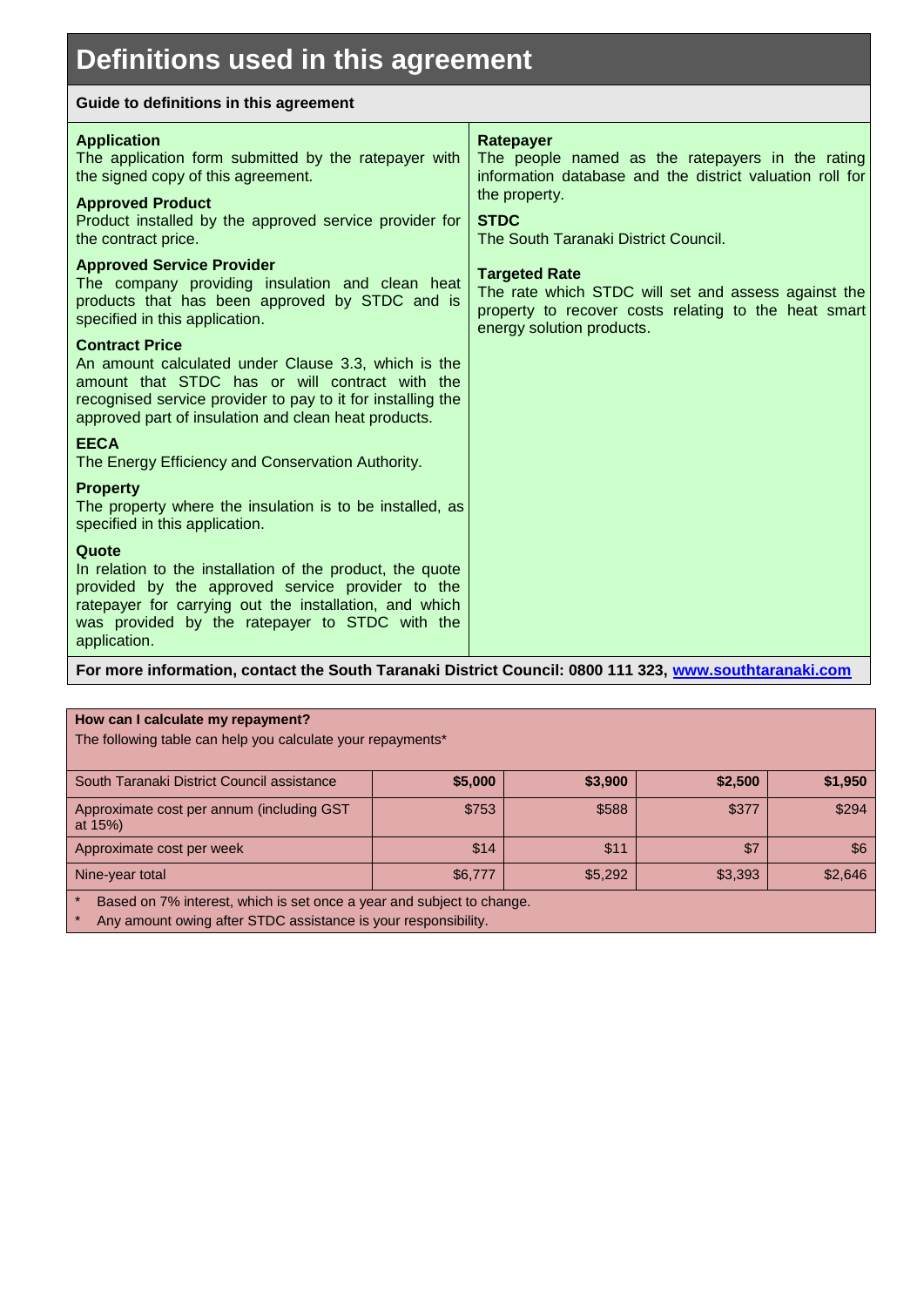# Definitions used in this agreement

**Guide to definitions in this agreement**

**Application**
The application form submitted by the ratepayer with the signed copy of this agreement.

**Approved Product**
Product installed by the approved service provider for the contract price.

**Approved Service Provider**
The company providing insulation and clean heat products that has been approved by STDC and is specified in this application.

**Contract Price**
An amount calculated under Clause 3.3, which is the amount that STDC has or will contract with the recognised service provider to pay to it for installing the approved part of insulation and clean heat products.

**EECA**
The Energy Efficiency and Conservation Authority.

**Property**
The property where the insulation is to be installed, as specified in this application.

**Quote**
In relation to the installation of the product, the quote provided by the approved service provider to the ratepayer for carrying out the installation, and which was provided by the ratepayer to STDC with the application.

**Ratepayer**
The people named as the ratepayers in the rating information database and the district valuation roll for the property.

**STDC**
The South Taranaki District Council.

**Targeted Rate**
The rate which STDC will set and assess against the property to recover costs relating to the heat smart energy solution products.

**For more information, contact the South Taranaki District Council: 0800 111 323, [www.southtaranaki.com](http://www.southtaranaki.com)**

**How can I calculate my repayment?**

The following table can help you calculate your repayments*

| South Taranaki District Council assistance | **$5,000** | **$3,900** | **$2,500** | **$1,950** |
|---|---|---|---|---|
| Approximate cost per annum (including GST at 15%) | $753 | $588 | $377 | $294 |
| Approximate cost per week | $14 | $11 | $7 | $6 |
| Nine-year total | $6,777 | $5,292 | $3,393 | $2,646 |

\* Based on 7% interest, which is set once a year and subject to change.

\* Any amount owing after STDC assistance is your responsibility.